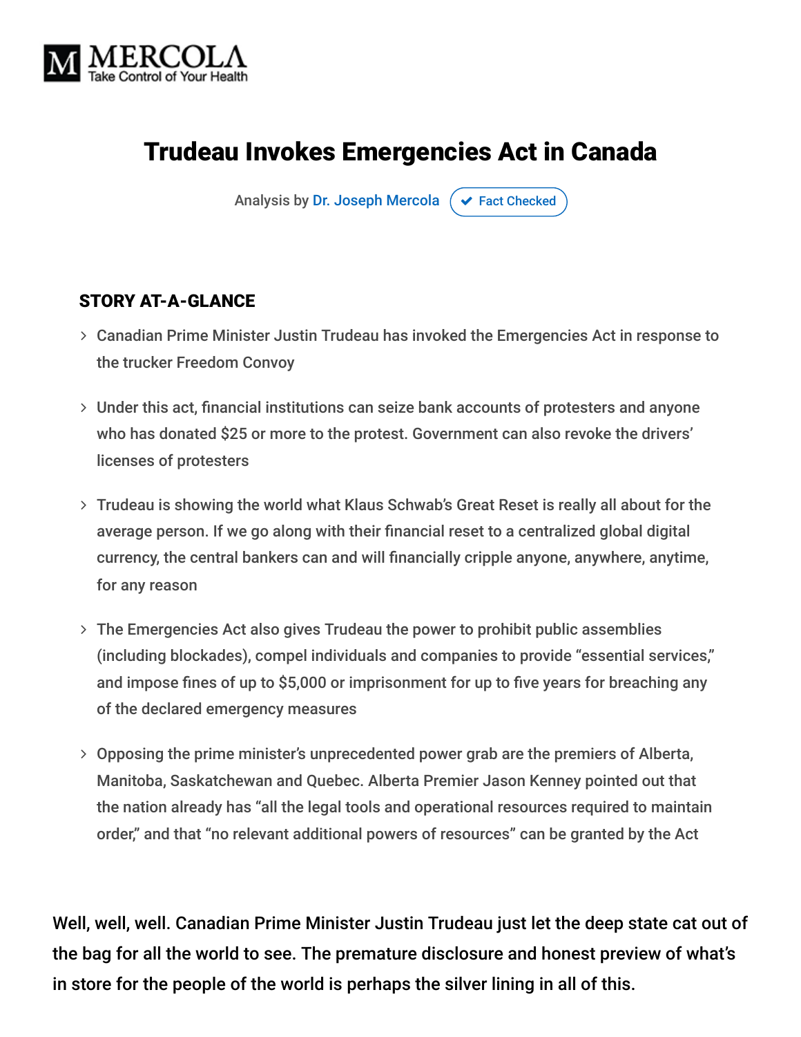# Trudeau Invokes Emergencies Act in Canada

Analysis by Dr. Joseph Mercola ✔ Fact Checked

## STORY AT-A-GLANCE

- Canadian Prime Minister Justin Trudeau has invoked the Emergencies Act in response to the trucker Freedom Convoy
- Under this act, financial institutions can seize bank accounts of protesters and anyone who has donated $25 or more to the protest. Government can also revoke the drivers' licenses of protesters
- Trudeau is showing the world what Klaus Schwab's Great Reset is really all about for the average person. If we go along with their financial reset to a centralized global digital currency, the central bankers can and will financially cripple anyone, anywhere, anytime, for any reason
- The Emergencies Act also gives Trudeau the power to prohibit public assemblies (including blockades), compel individuals and companies to provide "essential services," and impose fines of up to $5,000 or imprisonment for up to five years for breaching any of the declared emergency measures
- Opposing the prime minister's unprecedented power grab are the premiers of Alberta, Manitoba, Saskatchewan and Quebec. Alberta Premier Jason Kenney pointed out that the nation already has "all the legal tools and operational resources required to maintain order," and that "no relevant additional powers of resources" can be granted by the Act

Well, well, well. Canadian Prime Minister Justin Trudeau just let the deep state cat out of the bag for all the world to see. The premature disclosure and honest preview of what's in store for the people of the world is perhaps the silver lining in all of this.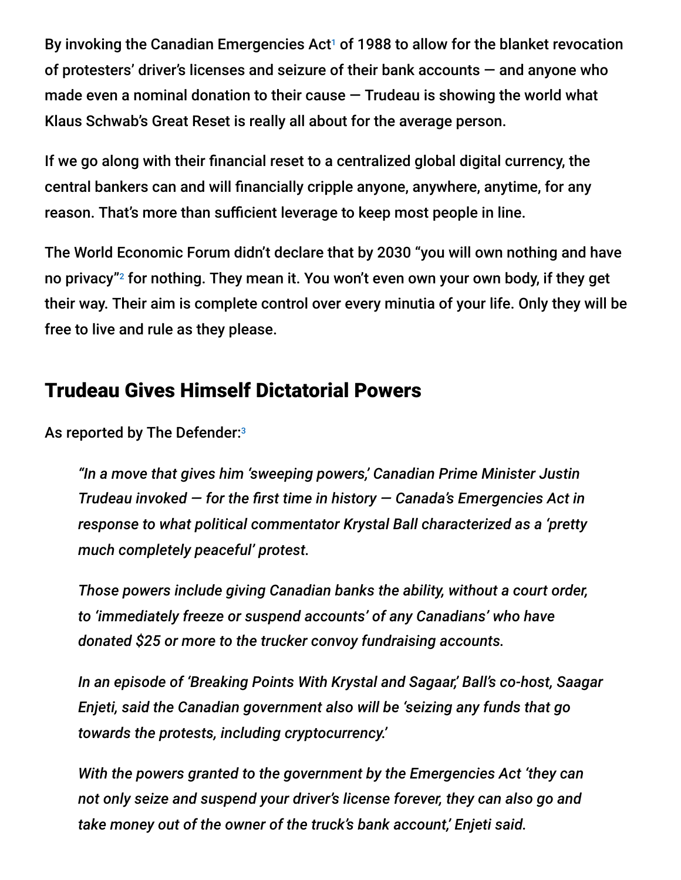By invoking the Canadian Emergencies Act[1] of 1988 to allow for the blanket revocation of protesters' driver's licenses and seizure of their bank accounts — and anyone who made even a nominal donation to their cause — Trudeau is showing the world what Klaus Schwab's Great Reset is really all about for the average person.

If we go along with their financial reset to a centralized global digital currency, the central bankers can and will financially cripple anyone, anywhere, anytime, for any reason. That's more than sufficient leverage to keep most people in line.

The World Economic Forum didn't declare that by 2030 "you will own nothing and have no privacy"[2] for nothing. They mean it. You won't even own your own body, if they get their way. Their aim is complete control over every minutia of your life. Only they will be free to live and rule as they please.

## Trudeau Gives Himself Dictatorial Powers

As reported by The Defender:[3]

> *"In a move that gives him 'sweeping powers,' Canadian Prime Minister Justin Trudeau invoked — for the first time in history — Canada's Emergencies Act in response to what political commentator Krystal Ball characterized as a 'pretty much completely peaceful' protest.*
>
> *Those powers include giving Canadian banks the ability, without a court order, to 'immediately freeze or suspend accounts' of any Canadians' who have donated $25 or more to the trucker convoy fundraising accounts.*
>
> *In an episode of 'Breaking Points With Krystal and Sagaar,' Ball's co-host, Saagar Enjeti, said the Canadian government also will be 'seizing any funds that go towards the protests, including cryptocurrency.'*
>
> *With the powers granted to the government by the Emergencies Act 'they can not only seize and suspend your driver's license forever, they can also go and take money out of the owner of the truck's bank account,' Enjeti said.*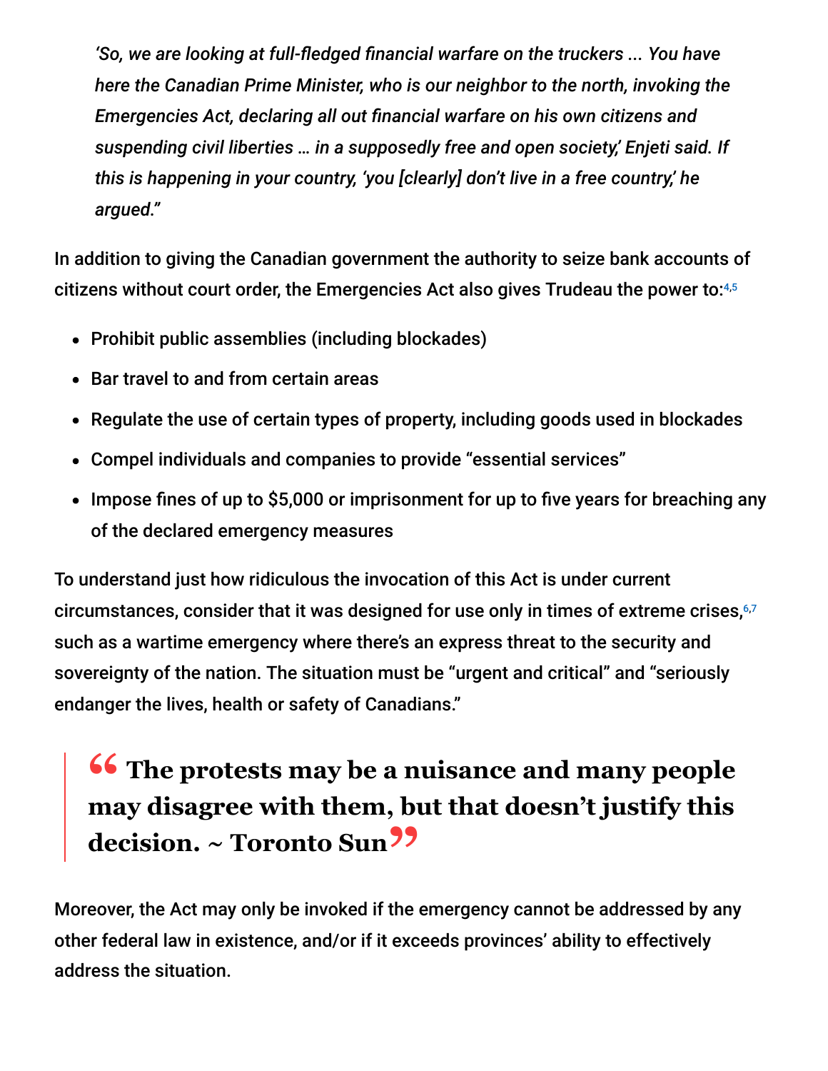*'So, we are looking at full-fledged financial warfare on the truckers ... You have here the Canadian Prime Minister, who is our neighbor to the north, invoking the Emergencies Act, declaring all out financial warfare on his own citizens and suspending civil liberties … in a supposedly free and open society,' Enjeti said. If this is happening in your country, 'you [clearly] don't live in a free country,' he argued."*

In addition to giving the Canadian government the authority to seize bank accounts of citizens without court order, the Emergencies Act also gives Trudeau the power to:[4,5]

- Prohibit public assemblies (including blockades)
- Bar travel to and from certain areas
- Regulate the use of certain types of property, including goods used in blockades
- Compel individuals and companies to provide "essential services"
- Impose fines of up to $5,000 or imprisonment for up to five years for breaching any of the declared emergency measures

To understand just how ridiculous the invocation of this Act is under current circumstances, consider that it was designed for use only in times of extreme crises,[6,7] such as a wartime emergency where there's an express threat to the security and sovereignty of the nation. The situation must be "urgent and critical" and "seriously endanger the lives, health or safety of Canadians."

> **"The protests may be a nuisance and many people may disagree with them, but that doesn't justify this decision. ~ Toronto Sun"**

Moreover, the Act may only be invoked if the emergency cannot be addressed by any other federal law in existence, and/or if it exceeds provinces' ability to effectively address the situation.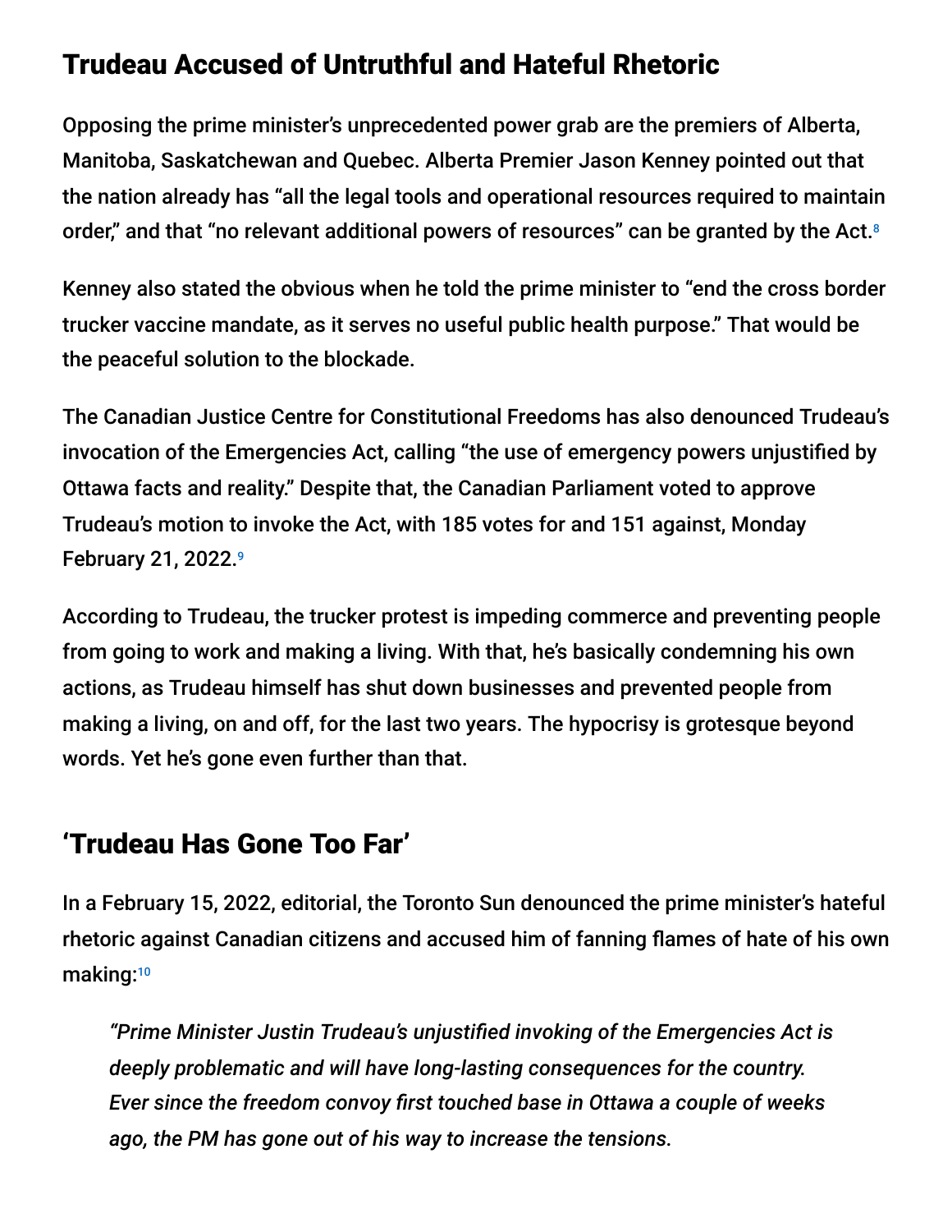## Trudeau Accused of Untruthful and Hateful Rhetoric

Opposing the prime minister's unprecedented power grab are the premiers of Alberta, Manitoba, Saskatchewan and Quebec. Alberta Premier Jason Kenney pointed out that the nation already has "all the legal tools and operational resources required to maintain order," and that "no relevant additional powers of resources" can be granted by the Act.[8]

Kenney also stated the obvious when he told the prime minister to "end the cross border trucker vaccine mandate, as it serves no useful public health purpose." That would be the peaceful solution to the blockade.

The Canadian Justice Centre for Constitutional Freedoms has also denounced Trudeau's invocation of the Emergencies Act, calling "the use of emergency powers unjustified by Ottawa facts and reality." Despite that, the Canadian Parliament voted to approve Trudeau's motion to invoke the Act, with 185 votes for and 151 against, Monday February 21, 2022.[9]

According to Trudeau, the trucker protest is impeding commerce and preventing people from going to work and making a living. With that, he's basically condemning his own actions, as Trudeau himself has shut down businesses and prevented people from making a living, on and off, for the last two years. The hypocrisy is grotesque beyond words. Yet he's gone even further than that.

## 'Trudeau Has Gone Too Far'

In a February 15, 2022, editorial, the Toronto Sun denounced the prime minister's hateful rhetoric against Canadian citizens and accused him of fanning flames of hate of his own making:[10]

> *"Prime Minister Justin Trudeau's unjustified invoking of the Emergencies Act is deeply problematic and will have long-lasting consequences for the country. Ever since the freedom convoy first touched base in Ottawa a couple of weeks ago, the PM has gone out of his way to increase the tensions.*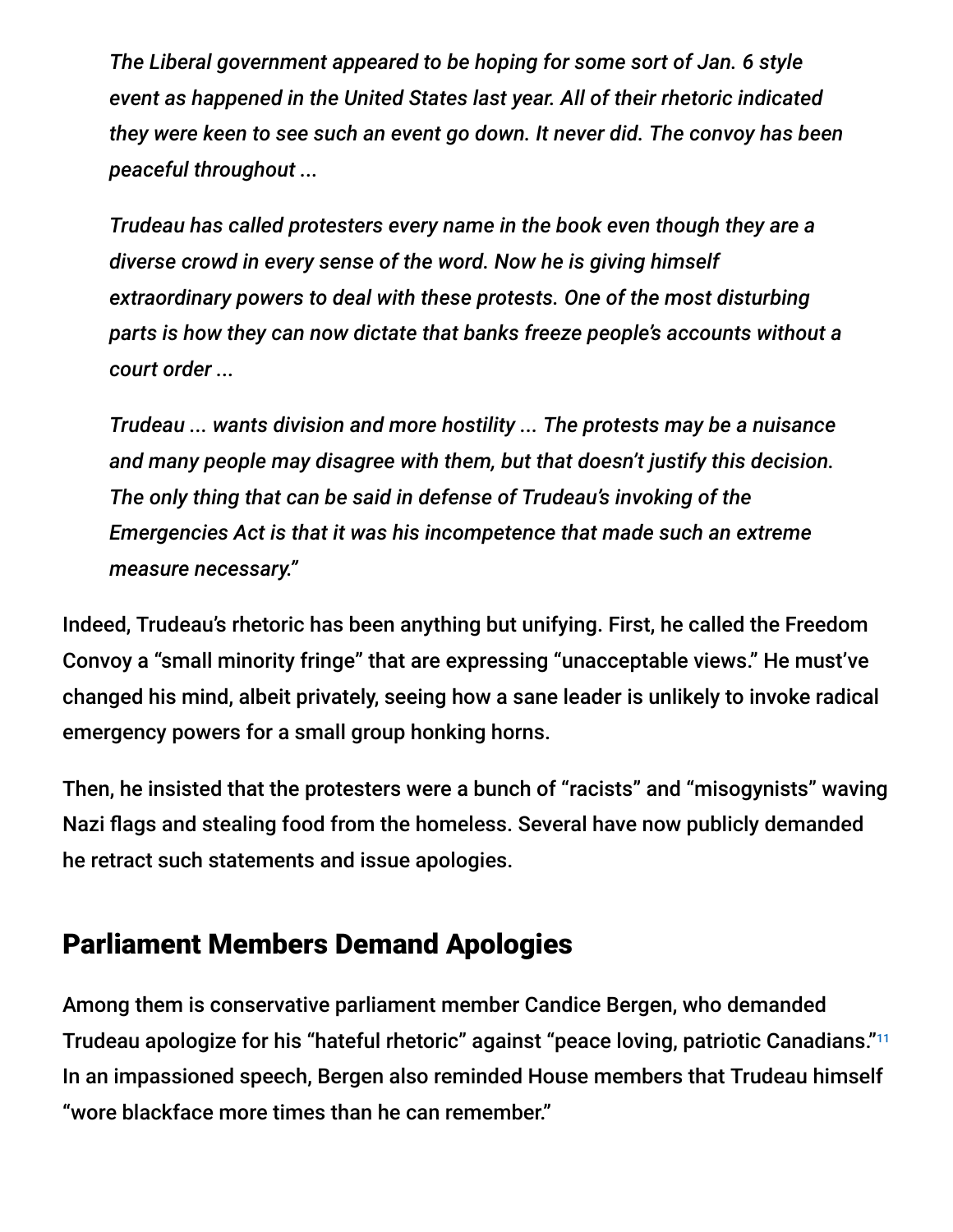> *The Liberal government appeared to be hoping for some sort of Jan. 6 style event as happened in the United States last year. All of their rhetoric indicated they were keen to see such an event go down. It never did. The convoy has been peaceful throughout ...*
>
> *Trudeau has called protesters every name in the book even though they are a diverse crowd in every sense of the word. Now he is giving himself extraordinary powers to deal with these protests. One of the most disturbing parts is how they can now dictate that banks freeze people's accounts without a court order ...*
>
> *Trudeau ... wants division and more hostility ... The protests may be a nuisance and many people may disagree with them, but that doesn't justify this decision. The only thing that can be said in defense of Trudeau's invoking of the Emergencies Act is that it was his incompetence that made such an extreme measure necessary."*

Indeed, Trudeau's rhetoric has been anything but unifying. First, he called the Freedom Convoy a "small minority fringe" that are expressing "unacceptable views." He must've changed his mind, albeit privately, seeing how a sane leader is unlikely to invoke radical emergency powers for a small group honking horns.

Then, he insisted that the protesters were a bunch of "racists" and "misogynists" waving Nazi flags and stealing food from the homeless. Several have now publicly demanded he retract such statements and issue apologies.

## Parliament Members Demand Apologies

Among them is conservative parliament member Candice Bergen, who demanded Trudeau apologize for his "hateful rhetoric" against "peace loving, patriotic Canadians."[11] In an impassioned speech, Bergen also reminded House members that Trudeau himself "wore blackface more times than he can remember."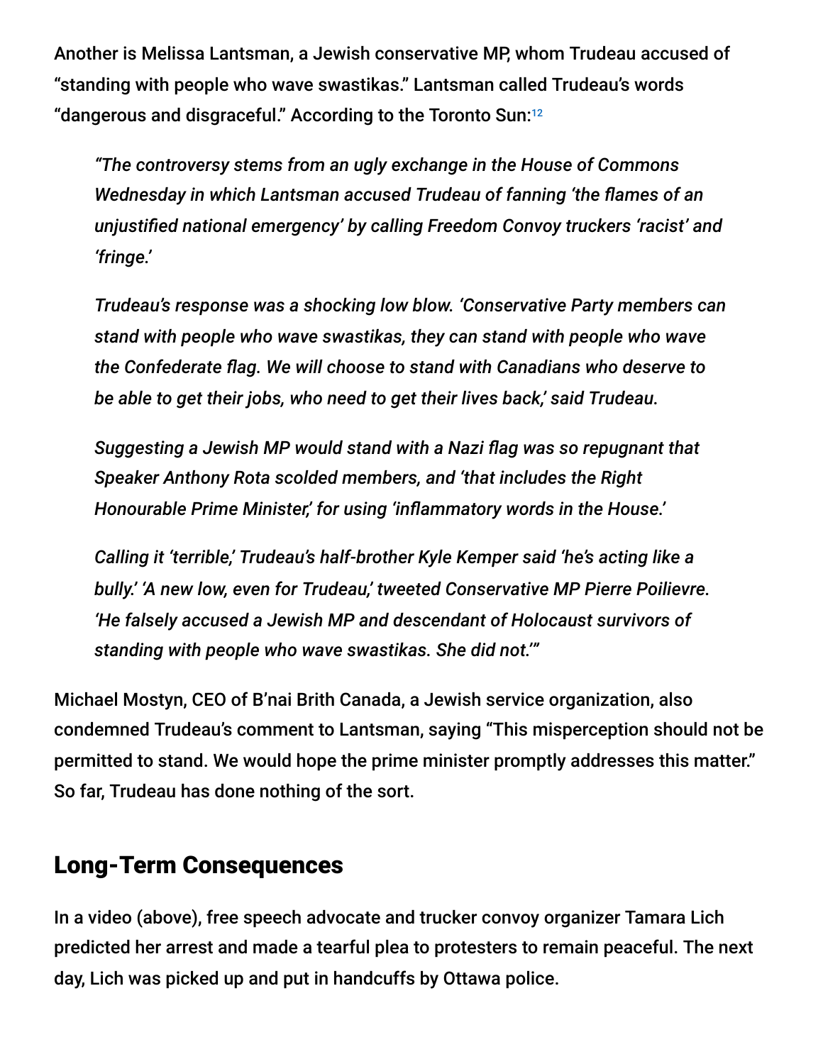Another is Melissa Lantsman, a Jewish conservative MP, whom Trudeau accused of "standing with people who wave swastikas." Lantsman called Trudeau's words "dangerous and disgraceful." According to the Toronto Sun:[12]

> *"The controversy stems from an ugly exchange in the House of Commons Wednesday in which Lantsman accused Trudeau of fanning 'the flames of an unjustified national emergency' by calling Freedom Convoy truckers 'racist' and 'fringe.'*
>
> *Trudeau's response was a shocking low blow. 'Conservative Party members can stand with people who wave swastikas, they can stand with people who wave the Confederate flag. We will choose to stand with Canadians who deserve to be able to get their jobs, who need to get their lives back,' said Trudeau.*
>
> *Suggesting a Jewish MP would stand with a Nazi flag was so repugnant that Speaker Anthony Rota scolded members, and 'that includes the Right Honourable Prime Minister,' for using 'inflammatory words in the House.'*
>
> *Calling it 'terrible,' Trudeau's half-brother Kyle Kemper said 'he's acting like a bully.' 'A new low, even for Trudeau,' tweeted Conservative MP Pierre Poilievre. 'He falsely accused a Jewish MP and descendant of Holocaust survivors of standing with people who wave swastikas. She did not.'"*

Michael Mostyn, CEO of B'nai Brith Canada, a Jewish service organization, also condemned Trudeau's comment to Lantsman, saying "This misperception should not be permitted to stand. We would hope the prime minister promptly addresses this matter." So far, Trudeau has done nothing of the sort.

## Long-Term Consequences

In a video (above), free speech advocate and trucker convoy organizer Tamara Lich predicted her arrest and made a tearful plea to protesters to remain peaceful. The next day, Lich was picked up and put in handcuffs by Ottawa police.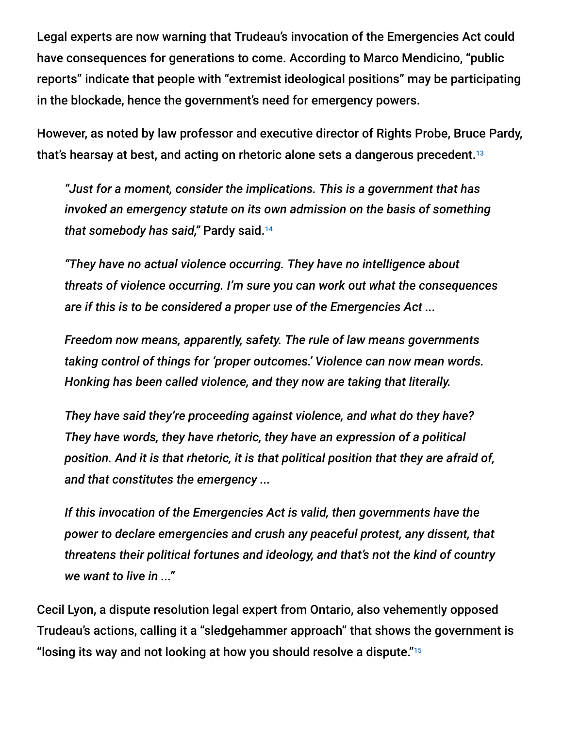Legal experts are now warning that Trudeau's invocation of the Emergencies Act could have consequences for generations to come. According to Marco Mendicino, "public reports" indicate that people with "extremist ideological positions" may be participating in the blockade, hence the government's need for emergency powers.

However, as noted by law professor and executive director of Rights Probe, Bruce Pardy, that's hearsay at best, and acting on rhetoric alone sets a dangerous precedent.[13]

> *"Just for a moment, consider the implications. This is a government that has invoked an emergency statute on its own admission on the basis of something that somebody has said,"* Pardy said.[14]
>
> *"They have no actual violence occurring. They have no intelligence about threats of violence occurring. I'm sure you can work out what the consequences are if this is to be considered a proper use of the Emergencies Act ...*
>
> *Freedom now means, apparently, safety. The rule of law means governments taking control of things for 'proper outcomes.' Violence can now mean words. Honking has been called violence, and they now are taking that literally.*
>
> *They have said they're proceeding against violence, and what do they have? They have words, they have rhetoric, they have an expression of a political position. And it is that rhetoric, it is that political position that they are afraid of, and that constitutes the emergency ...*
>
> *If this invocation of the Emergencies Act is valid, then governments have the power to declare emergencies and crush any peaceful protest, any dissent, that threatens their political fortunes and ideology, and that's not the kind of country we want to live in ..."*

Cecil Lyon, a dispute resolution legal expert from Ontario, also vehemently opposed Trudeau's actions, calling it a "sledgehammer approach" that shows the government is "losing its way and not looking at how you should resolve a dispute."[15]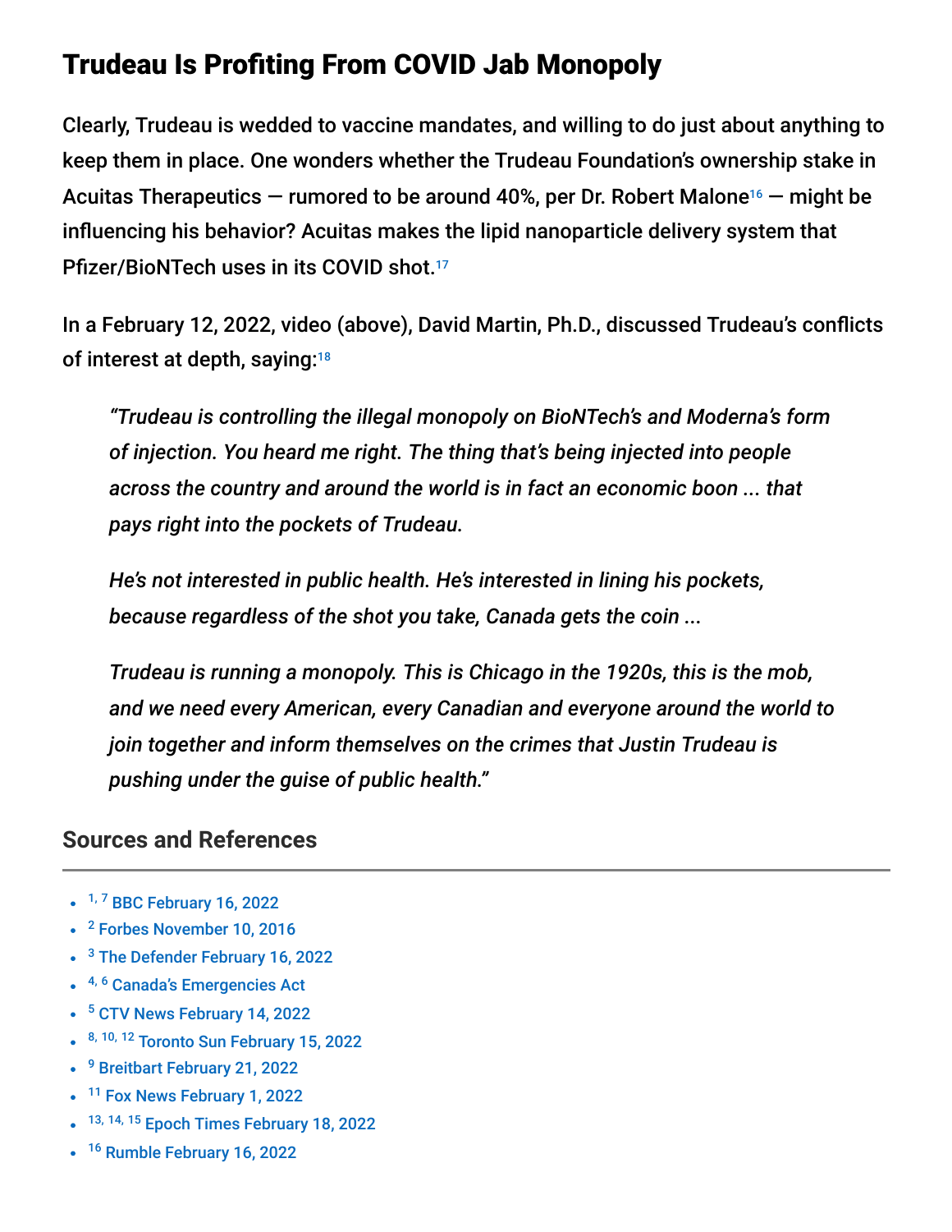## Trudeau Is Profiting From COVID Jab Monopoly

Clearly, Trudeau is wedded to vaccine mandates, and willing to do just about anything to keep them in place. One wonders whether the Trudeau Foundation's ownership stake in Acuitas Therapeutics — rumored to be around 40%, per Dr. Robert Malone[16] — might be influencing his behavior? Acuitas makes the lipid nanoparticle delivery system that Pfizer/BioNTech uses in its COVID shot.[17]

In a February 12, 2022, video (above), David Martin, Ph.D., discussed Trudeau's conflicts of interest at depth, saying:[18]

> *"Trudeau is controlling the illegal monopoly on BioNTech's and Moderna's form of injection. You heard me right. The thing that's being injected into people across the country and around the world is in fact an economic boon ... that pays right into the pockets of Trudeau.*
>
> *He's not interested in public health. He's interested in lining his pockets, because regardless of the shot you take, Canada gets the coin ...*
>
> *Trudeau is running a monopoly. This is Chicago in the 1920s, this is the mob, and we need every American, every Canadian and everyone around the world to join together and inform themselves on the crimes that Justin Trudeau is pushing under the guise of public health."*

### Sources and References

- [1, 7] BBC February 16, 2022
- [2] Forbes November 10, 2016
- [3] The Defender February 16, 2022
- [4, 6] Canada's Emergencies Act
- [5] CTV News February 14, 2022
- [8, 10, 12] Toronto Sun February 15, 2022
- [9] Breitbart February 21, 2022
- [11] Fox News February 1, 2022
- [13, 14, 15] Epoch Times February 18, 2022
- [16] Rumble February 16, 2022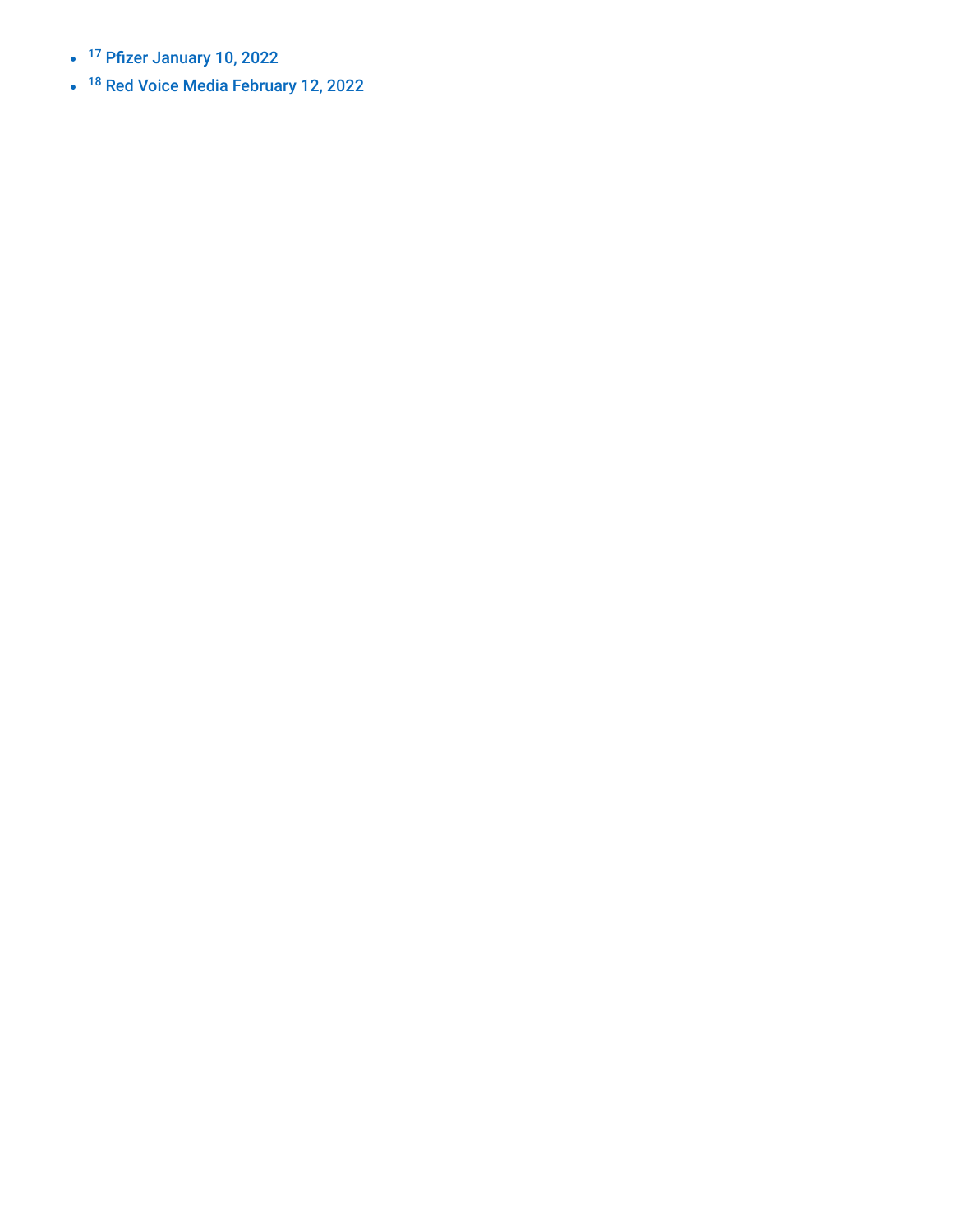- [17] Pfizer January 10, 2022
- [18] Red Voice Media February 12, 2022